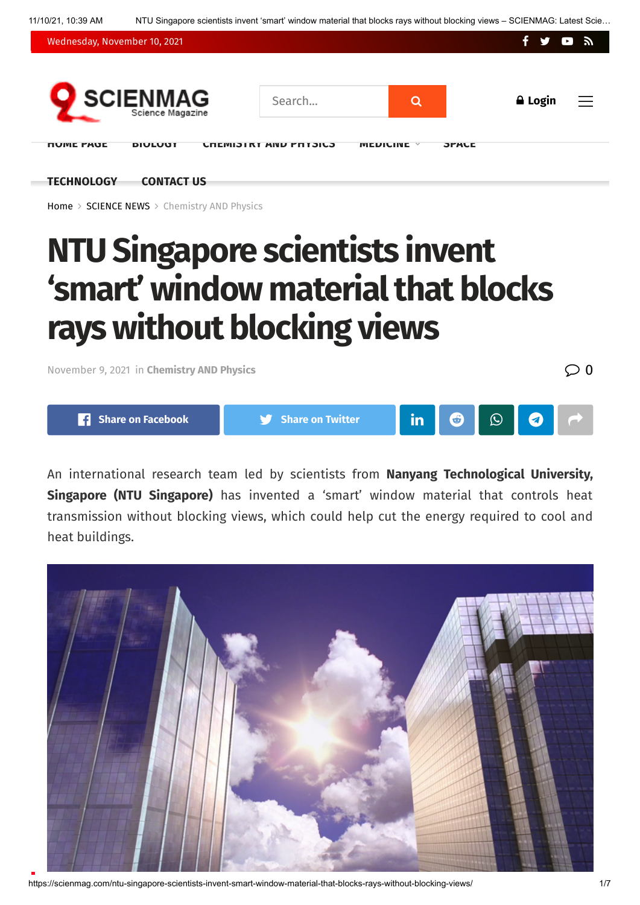Home > SCIENCE NEWS > Chemistry AND Physics

# NTU Singapore scientists invent 'smart' window material that blocks rays without blocking views

November 9, 2021 in **Chemistry AND Physics**

An international research team led by scientists from **Nanyang Technological University, Singapore (NTU Singapore)** has invented a 'smart' window material that controls heat transmission without blocking views, which could help cut the energy required to cool and heat buildings.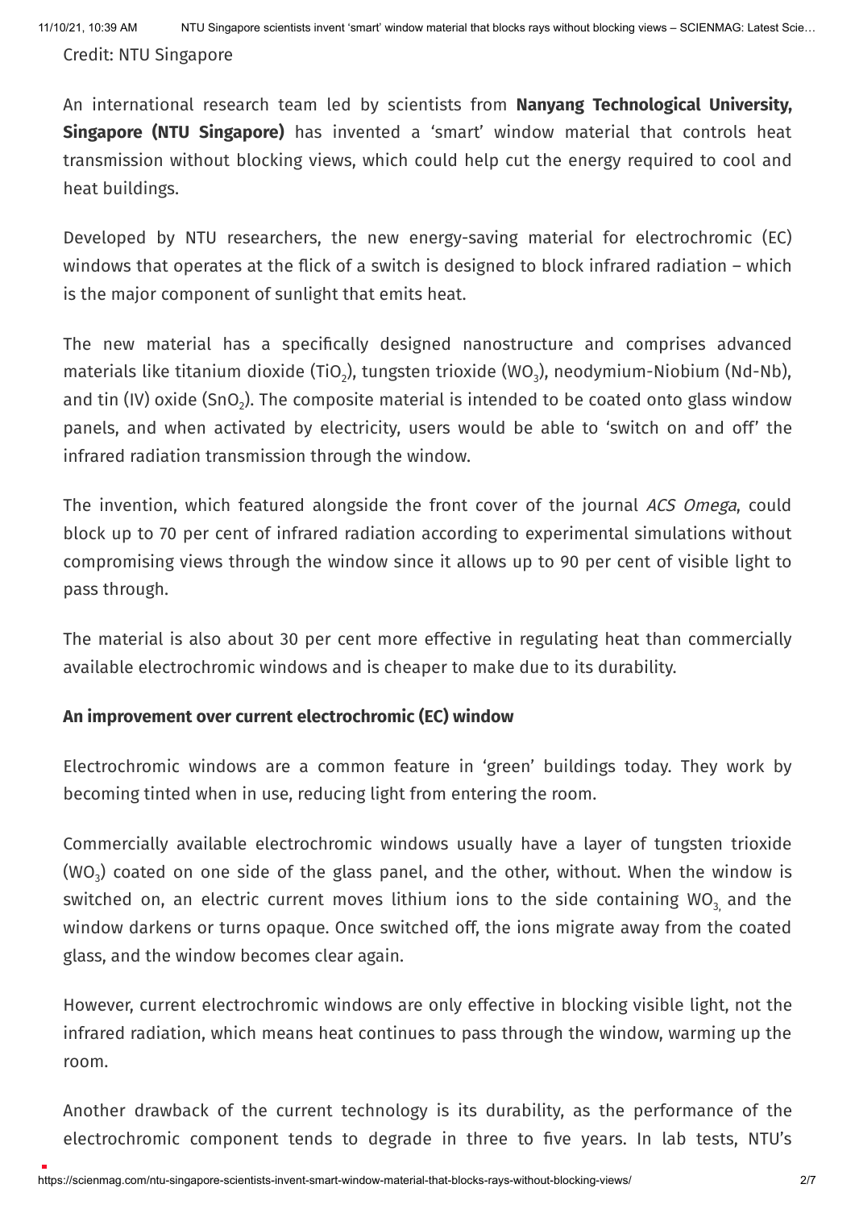Credit: NTU Singapore

An international research team led by scientists from **Nanyang Technological University, Singapore (NTU Singapore)** has invented a 'smart' window material that controls heat transmission without blocking views, which could help cut the energy required to cool and heat buildings.

Developed by NTU researchers, the new energy-saving material for electrochromic (EC) windows that operates at the flick of a switch is designed to block infrared radiation – which is the major component of sunlight that emits heat.

The new material has a specifically designed nanostructure and comprises advanced materials like titanium dioxide ($TiO_2$), tungsten trioxide ($WO_3$), neodymium-Niobium (Nd-Nb), and tin (IV) oxide ($SnO_2$). The composite material is intended to be coated onto glass window panels, and when activated by electricity, users would be able to 'switch on and off' the infrared radiation transmission through the window.

The invention, which featured alongside the front cover of the journal *ACS Omega*, could block up to 70 per cent of infrared radiation according to experimental simulations without compromising views through the window since it allows up to 90 per cent of visible light to pass through.

The material is also about 30 per cent more effective in regulating heat than commercially available electrochromic windows and is cheaper to make due to its durability.

**An improvement over current electrochromic (EC) window**

Electrochromic windows are a common feature in 'green' buildings today. They work by becoming tinted when in use, reducing light from entering the room.

Commercially available electrochromic windows usually have a layer of tungsten trioxide ($WO_3$) coated on one side of the glass panel, and the other, without. When the window is switched on, an electric current moves lithium ions to the side containing $WO_3$, and the window darkens or turns opaque. Once switched off, the ions migrate away from the coated glass, and the window becomes clear again.

However, current electrochromic windows are only effective in blocking visible light, not the infrared radiation, which means heat continues to pass through the window, warming up the room.

Another drawback of the current technology is its durability, as the performance of the electrochromic component tends to degrade in three to five years. In lab tests, NTU's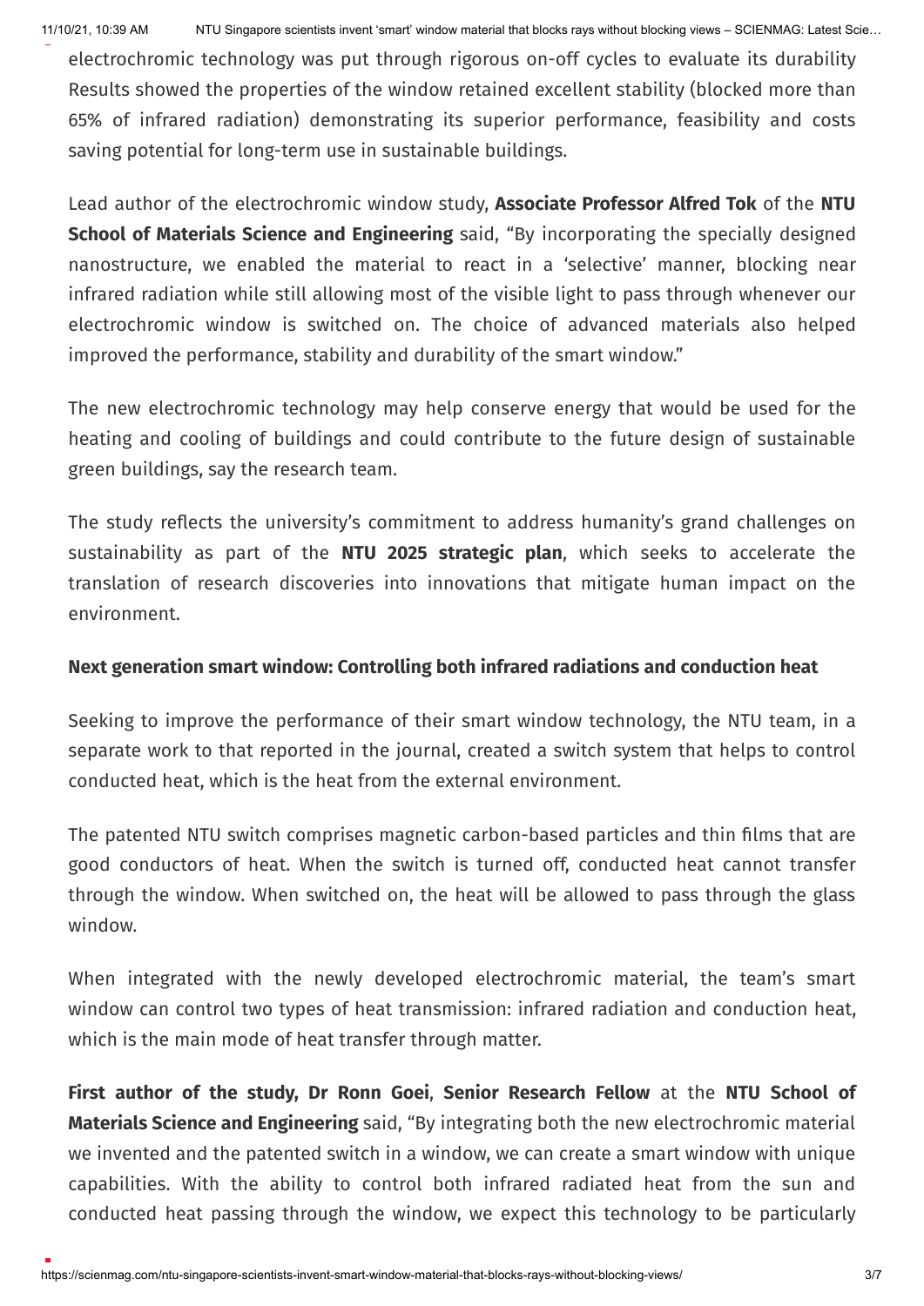electrochromic technology was put through rigorous on-off cycles to evaluate its durability Results showed the properties of the window retained excellent stability (blocked more than 65% of infrared radiation) demonstrating its superior performance, feasibility and costs saving potential for long-term use in sustainable buildings.

Lead author of the electrochromic window study, **Associate Professor Alfred Tok** of the **NTU School of Materials Science and Engineering** said, "By incorporating the specially designed nanostructure, we enabled the material to react in a 'selective' manner, blocking near infrared radiation while still allowing most of the visible light to pass through whenever our electrochromic window is switched on. The choice of advanced materials also helped improved the performance, stability and durability of the smart window."

The new electrochromic technology may help conserve energy that would be used for the heating and cooling of buildings and could contribute to the future design of sustainable green buildings, say the research team.

The study reflects the university's commitment to address humanity's grand challenges on sustainability as part of the **NTU 2025 strategic plan**, which seeks to accelerate the translation of research discoveries into innovations that mitigate human impact on the environment.

**Next generation smart window: Controlling both infrared radiations and conduction heat**

Seeking to improve the performance of their smart window technology, the NTU team, in a separate work to that reported in the journal, created a switch system that helps to control conducted heat, which is the heat from the external environment.

The patented NTU switch comprises magnetic carbon-based particles and thin films that are good conductors of heat. When the switch is turned off, conducted heat cannot transfer through the window. When switched on, the heat will be allowed to pass through the glass window.

When integrated with the newly developed electrochromic material, the team's smart window can control two types of heat transmission: infrared radiation and conduction heat, which is the main mode of heat transfer through matter.

**First author of the study, Dr Ronn Goei**, **Senior Research Fellow** at the **NTU School of Materials Science and Engineering** said, "By integrating both the new electrochromic material we invented and the patented switch in a window, we can create a smart window with unique capabilities. With the ability to control both infrared radiated heat from the sun and conducted heat passing through the window, we expect this technology to be particularly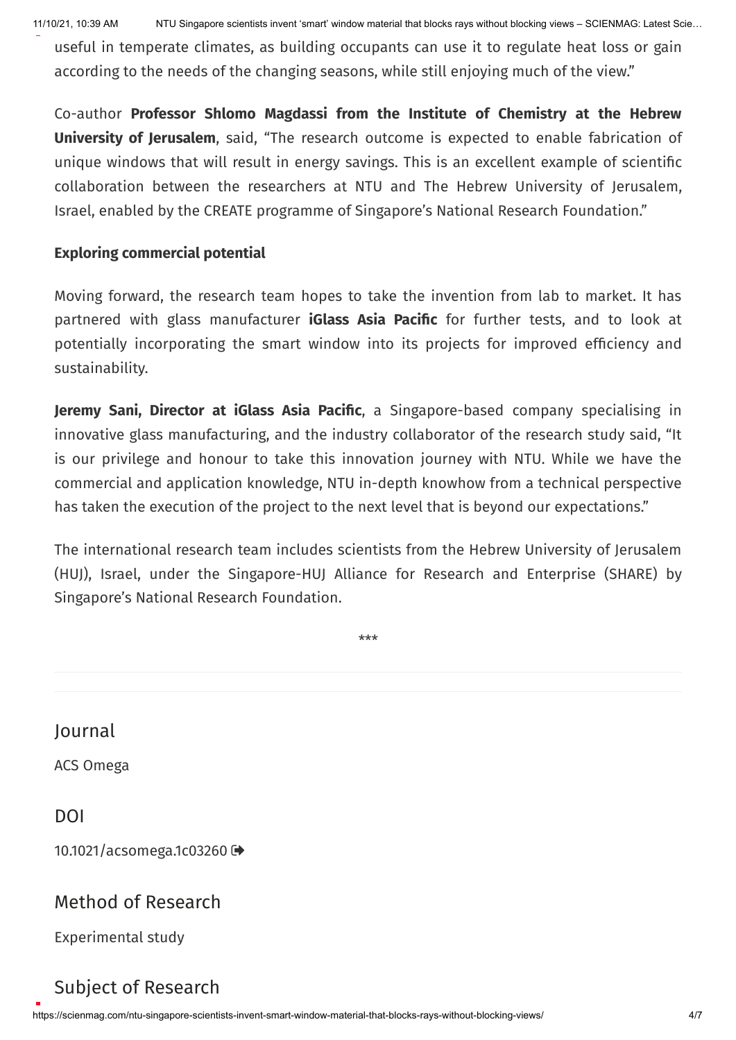useful in temperate climates, as building occupants can use it to regulate heat loss or gain according to the needs of the changing seasons, while still enjoying much of the view."

Co-author **Professor Shlomo Magdassi from the Institute of Chemistry at the Hebrew University of Jerusalem**, said, "The research outcome is expected to enable fabrication of unique windows that will result in energy savings. This is an excellent example of scientific collaboration between the researchers at NTU and The Hebrew University of Jerusalem, Israel, enabled by the CREATE programme of Singapore's National Research Foundation."

**Exploring commercial potential**

Moving forward, the research team hopes to take the invention from lab to market. It has partnered with glass manufacturer **iGlass Asia Pacific** for further tests, and to look at potentially incorporating the smart window into its projects for improved efficiency and sustainability.

**Jeremy Sani, Director at iGlass Asia Pacific**, a Singapore-based company specialising in innovative glass manufacturing, and the industry collaborator of the research study said, "It is our privilege and honour to take this innovation journey with NTU. While we have the commercial and application knowledge, NTU in-depth knowhow from a technical perspective has taken the execution of the project to the next level that is beyond our expectations."

The international research team includes scientists from the Hebrew University of Jerusalem (HUJ), Israel, under the Singapore-HUJ Alliance for Research and Enterprise (SHARE) by Singapore's National Research Foundation.

***

## Journal

ACS Omega

## DOI

10.1021/acsomega.1c03260

## Method of Research

Experimental study

## Subject of Research